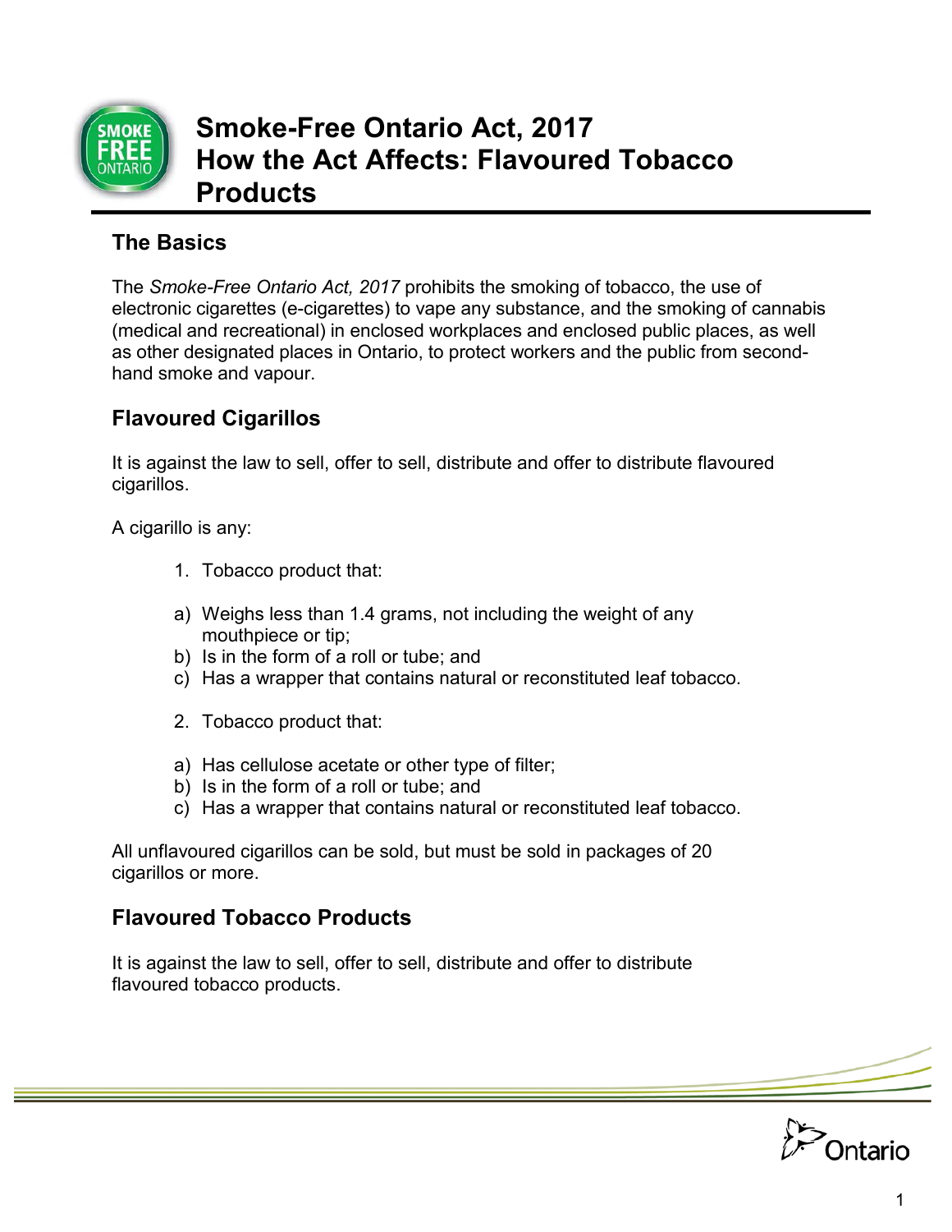# Smoke-Free Ontario Act, 2017
# How the Act Affects: Flavoured Tobacco Products

## The Basics

The *Smoke-Free Ontario Act, 2017* prohibits the smoking of tobacco, the use of electronic cigarettes (e-cigarettes) to vape any substance, and the smoking of cannabis (medical and recreational) in enclosed workplaces and enclosed public places, as well as other designated places in Ontario, to protect workers and the public from second-hand smoke and vapour.

## Flavoured Cigarillos

It is against the law to sell, offer to sell, distribute and offer to distribute flavoured cigarillos.

A cigarillo is any:

1. Tobacco product that:

   a) Weighs less than 1.4 grams, not including the weight of any mouthpiece or tip;
   b) Is in the form of a roll or tube; and
   c) Has a wrapper that contains natural or reconstituted leaf tobacco.

2. Tobacco product that:

   a) Has cellulose acetate or other type of filter;
   b) Is in the form of a roll or tube; and
   c) Has a wrapper that contains natural or reconstituted leaf tobacco.

All unflavoured cigarillos can be sold, but must be sold in packages of 20 cigarillos or more.

## Flavoured Tobacco Products

It is against the law to sell, offer to sell, distribute and offer to distribute flavoured tobacco products.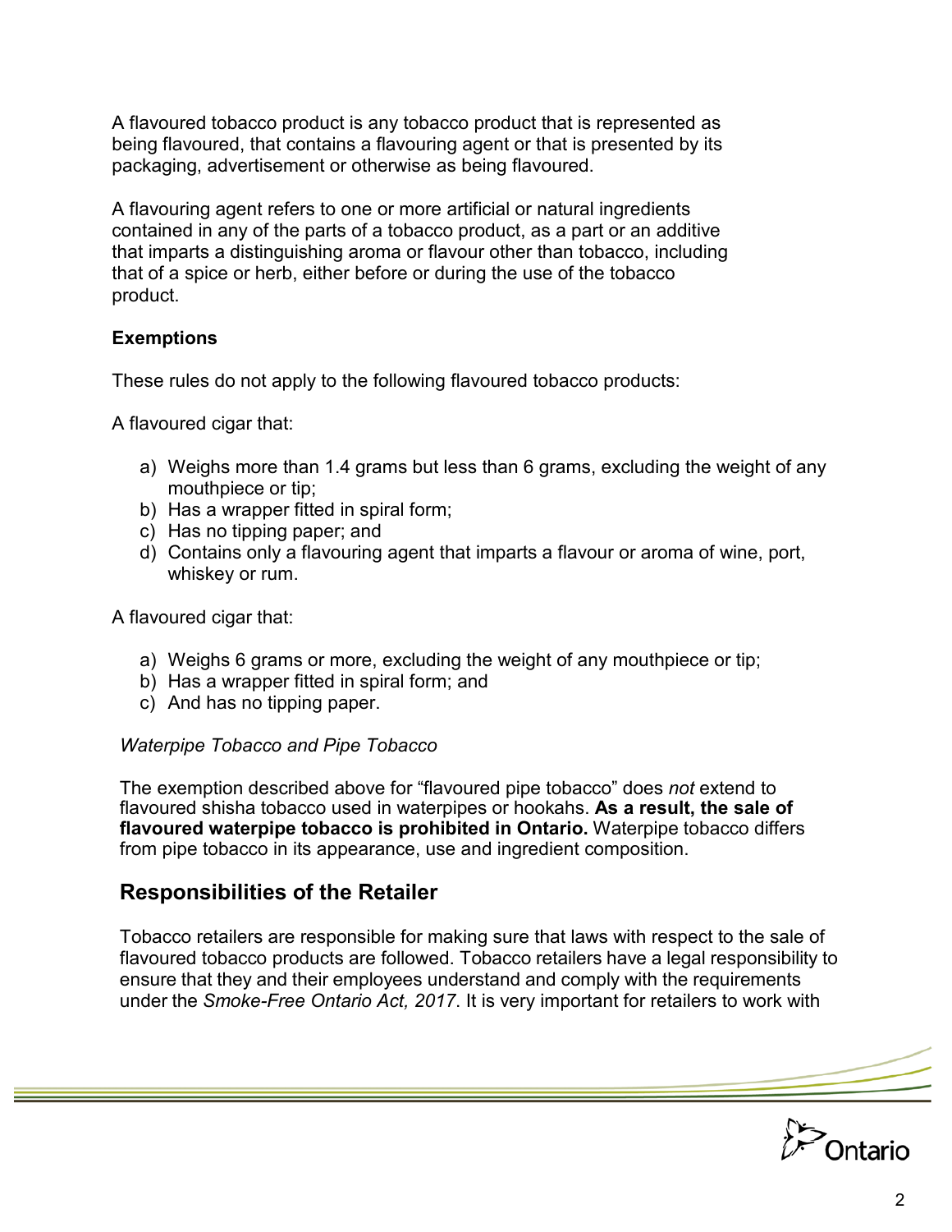A flavoured tobacco product is any tobacco product that is represented as being flavoured, that contains a flavouring agent or that is presented by its packaging, advertisement or otherwise as being flavoured.

A flavouring agent refers to one or more artificial or natural ingredients contained in any of the parts of a tobacco product, as a part or an additive that imparts a distinguishing aroma or flavour other than tobacco, including that of a spice or herb, either before or during the use of the tobacco product.

**Exemptions**

These rules do not apply to the following flavoured tobacco products:

A flavoured cigar that:

a) Weighs more than 1.4 grams but less than 6 grams, excluding the weight of any mouthpiece or tip;
b) Has a wrapper fitted in spiral form;
c) Has no tipping paper; and
d) Contains only a flavouring agent that imparts a flavour or aroma of wine, port, whiskey or rum.

A flavoured cigar that:

a) Weighs 6 grams or more, excluding the weight of any mouthpiece or tip;
b) Has a wrapper fitted in spiral form; and
c) And has no tipping paper.

*Waterpipe Tobacco and Pipe Tobacco*

The exemption described above for "flavoured pipe tobacco" does *not* extend to flavoured shisha tobacco used in waterpipes or hookahs. **As a result, the sale of flavoured waterpipe tobacco is prohibited in Ontario.** Waterpipe tobacco differs from pipe tobacco in its appearance, use and ingredient composition.

## Responsibilities of the Retailer

Tobacco retailers are responsible for making sure that laws with respect to the sale of flavoured tobacco products are followed. Tobacco retailers have a legal responsibility to ensure that they and their employees understand and comply with the requirements under the *Smoke-Free Ontario Act, 2017*. It is very important for retailers to work with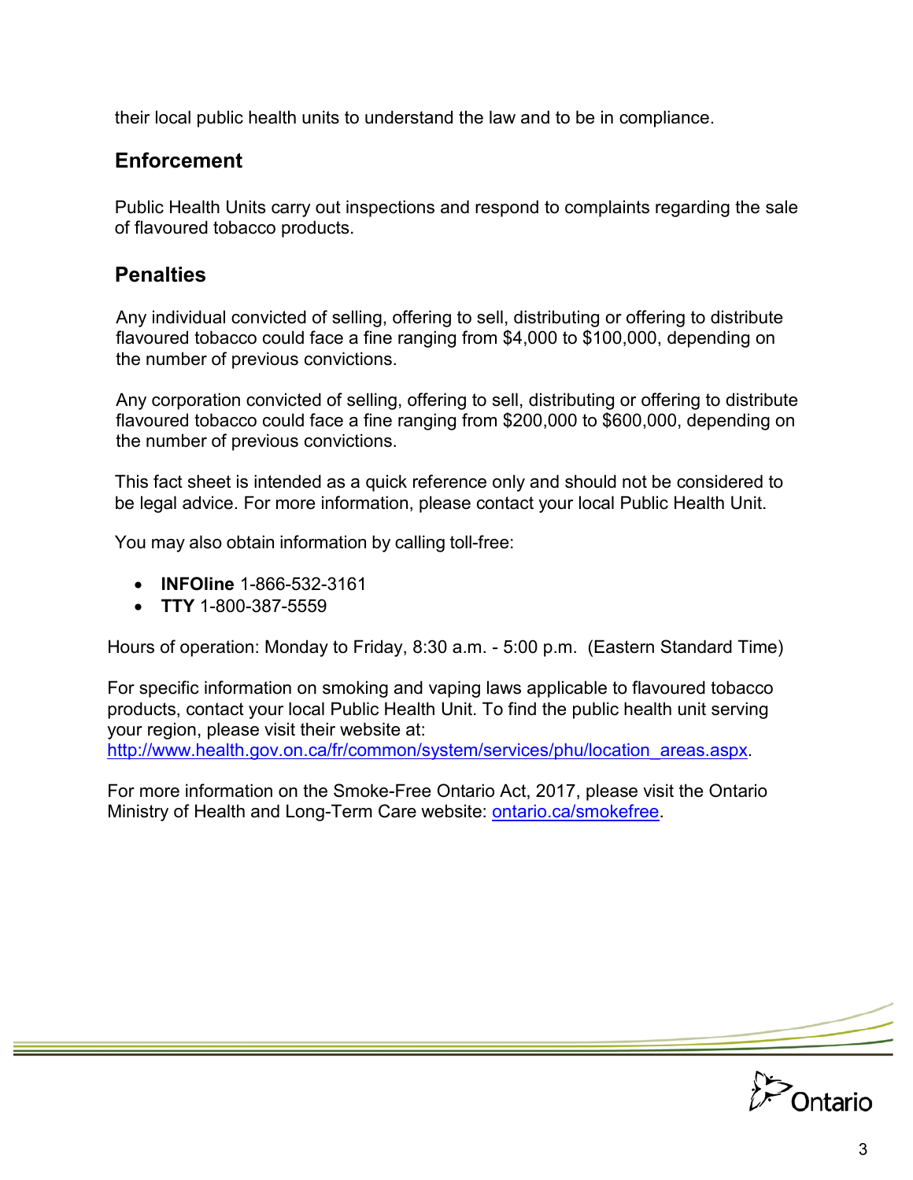their local public health units to understand the law and to be in compliance.

## Enforcement

Public Health Units carry out inspections and respond to complaints regarding the sale of flavoured tobacco products.

## Penalties

Any individual convicted of selling, offering to sell, distributing or offering to distribute flavoured tobacco could face a fine ranging from $4,000 to $100,000, depending on the number of previous convictions.

Any corporation convicted of selling, offering to sell, distributing or offering to distribute flavoured tobacco could face a fine ranging from $200,000 to $600,000, depending on the number of previous convictions.

This fact sheet is intended as a quick reference only and should not be considered to be legal advice. For more information, please contact your local Public Health Unit.

You may also obtain information by calling toll-free:

- **INFOline** 1-866-532-3161
- **TTY** 1-800-387-5559

Hours of operation: Monday to Friday, 8:30 a.m. - 5:00 p.m. (Eastern Standard Time)

For specific information on smoking and vaping laws applicable to flavoured tobacco products, contact your local Public Health Unit. To find the public health unit serving your region, please visit their website at: [http://www.health.gov.on.ca/fr/common/system/services/phu/location_areas.aspx](http://www.health.gov.on.ca/fr/common/system/services/phu/location_areas.aspx).

For more information on the Smoke-Free Ontario Act, 2017, please visit the Ontario Ministry of Health and Long-Term Care website: [ontario.ca/smokefree](ontario.ca/smokefree).

Ontario